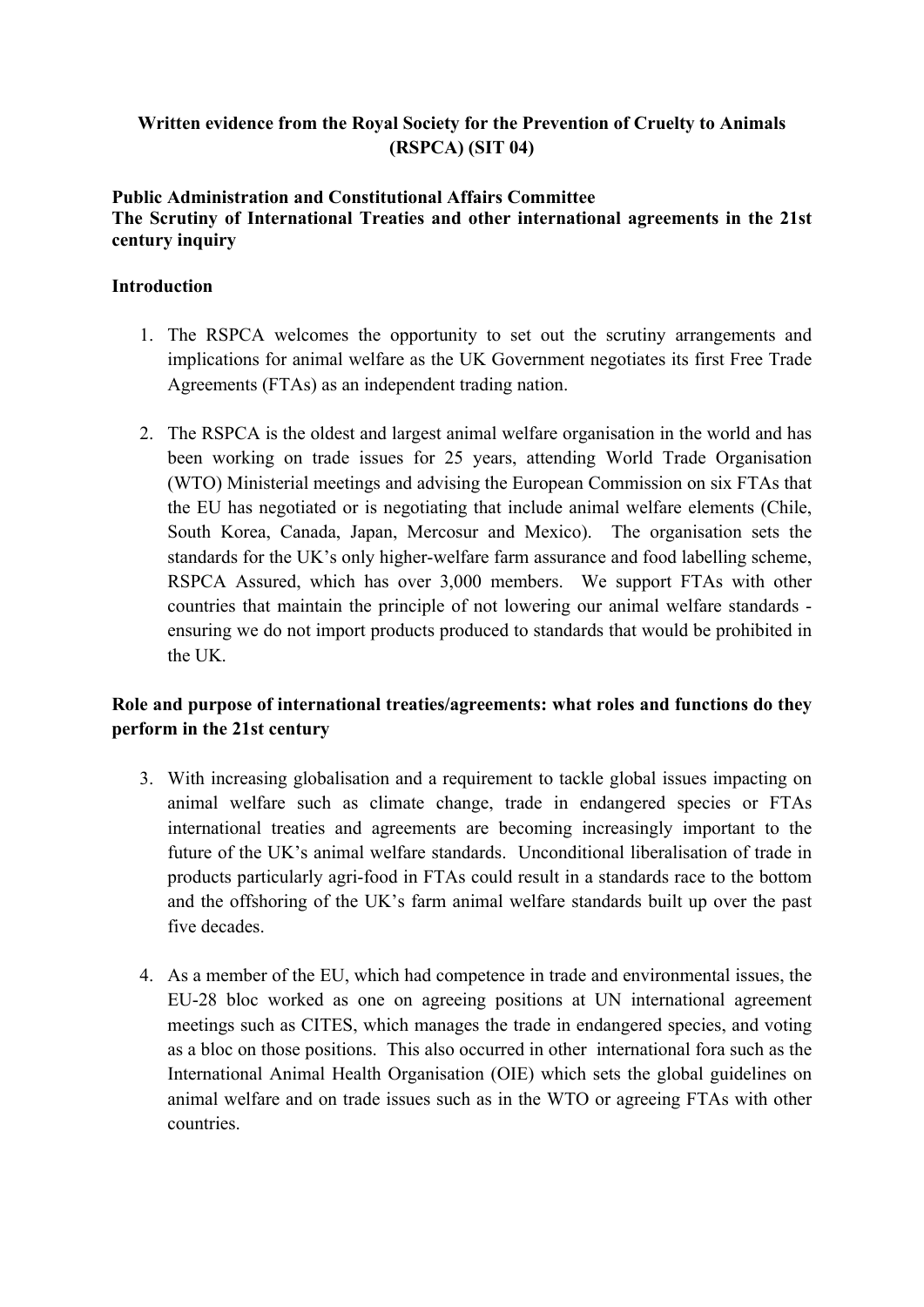**Written evidence from the Royal Society for the Prevention of Cruelty to Animals (RSPCA) (SIT 04)**

**Public Administration and Constitutional Affairs Committee**
**The Scrutiny of International Treaties and other international agreements in the 21st century inquiry**

**Introduction**

1. The RSPCA welcomes the opportunity to set out the scrutiny arrangements and implications for animal welfare as the UK Government negotiates its first Free Trade Agreements (FTAs) as an independent trading nation.

2. The RSPCA is the oldest and largest animal welfare organisation in the world and has been working on trade issues for 25 years, attending World Trade Organisation (WTO) Ministerial meetings and advising the European Commission on six FTAs that the EU has negotiated or is negotiating that include animal welfare elements (Chile, South Korea, Canada, Japan, Mercosur and Mexico). The organisation sets the standards for the UK's only higher-welfare farm assurance and food labelling scheme, RSPCA Assured, which has over 3,000 members. We support FTAs with other countries that maintain the principle of not lowering our animal welfare standards - ensuring we do not import products produced to standards that would be prohibited in the UK.

**Role and purpose of international treaties/agreements: what roles and functions do they perform in the 21st century**

3. With increasing globalisation and a requirement to tackle global issues impacting on animal welfare such as climate change, trade in endangered species or FTAs international treaties and agreements are becoming increasingly important to the future of the UK's animal welfare standards. Unconditional liberalisation of trade in products particularly agri-food in FTAs could result in a standards race to the bottom and the offshoring of the UK's farm animal welfare standards built up over the past five decades.

4. As a member of the EU, which had competence in trade and environmental issues, the EU-28 bloc worked as one on agreeing positions at UN international agreement meetings such as CITES, which manages the trade in endangered species, and voting as a bloc on those positions. This also occurred in other international fora such as the International Animal Health Organisation (OIE) which sets the global guidelines on animal welfare and on trade issues such as in the WTO or agreeing FTAs with other countries.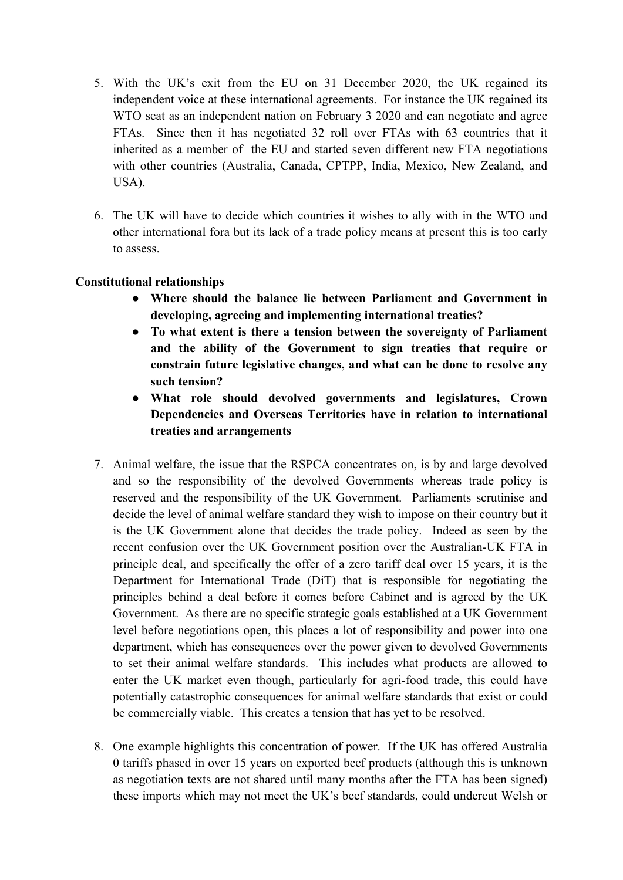5. With the UK's exit from the EU on 31 December 2020, the UK regained its independent voice at these international agreements. For instance the UK regained its WTO seat as an independent nation on February 3 2020 and can negotiate and agree FTAs. Since then it has negotiated 32 roll over FTAs with 63 countries that it inherited as a member of the EU and started seven different new FTA negotiations with other countries (Australia, Canada, CPTPP, India, Mexico, New Zealand, and USA).

6. The UK will have to decide which countries it wishes to ally with in the WTO and other international fora but its lack of a trade policy means at present this is too early to assess.

**Constitutional relationships**

- **Where should the balance lie between Parliament and Government in developing, agreeing and implementing international treaties?**
- **To what extent is there a tension between the sovereignty of Parliament and the ability of the Government to sign treaties that require or constrain future legislative changes, and what can be done to resolve any such tension?**
- **What role should devolved governments and legislatures, Crown Dependencies and Overseas Territories have in relation to international treaties and arrangements**

7. Animal welfare, the issue that the RSPCA concentrates on, is by and large devolved and so the responsibility of the devolved Governments whereas trade policy is reserved and the responsibility of the UK Government. Parliaments scrutinise and decide the level of animal welfare standard they wish to impose on their country but it is the UK Government alone that decides the trade policy. Indeed as seen by the recent confusion over the UK Government position over the Australian-UK FTA in principle deal, and specifically the offer of a zero tariff deal over 15 years, it is the Department for International Trade (DiT) that is responsible for negotiating the principles behind a deal before it comes before Cabinet and is agreed by the UK Government. As there are no specific strategic goals established at a UK Government level before negotiations open, this places a lot of responsibility and power into one department, which has consequences over the power given to devolved Governments to set their animal welfare standards. This includes what products are allowed to enter the UK market even though, particularly for agri-food trade, this could have potentially catastrophic consequences for animal welfare standards that exist or could be commercially viable. This creates a tension that has yet to be resolved.

8. One example highlights this concentration of power. If the UK has offered Australia 0 tariffs phased in over 15 years on exported beef products (although this is unknown as negotiation texts are not shared until many months after the FTA has been signed) these imports which may not meet the UK's beef standards, could undercut Welsh or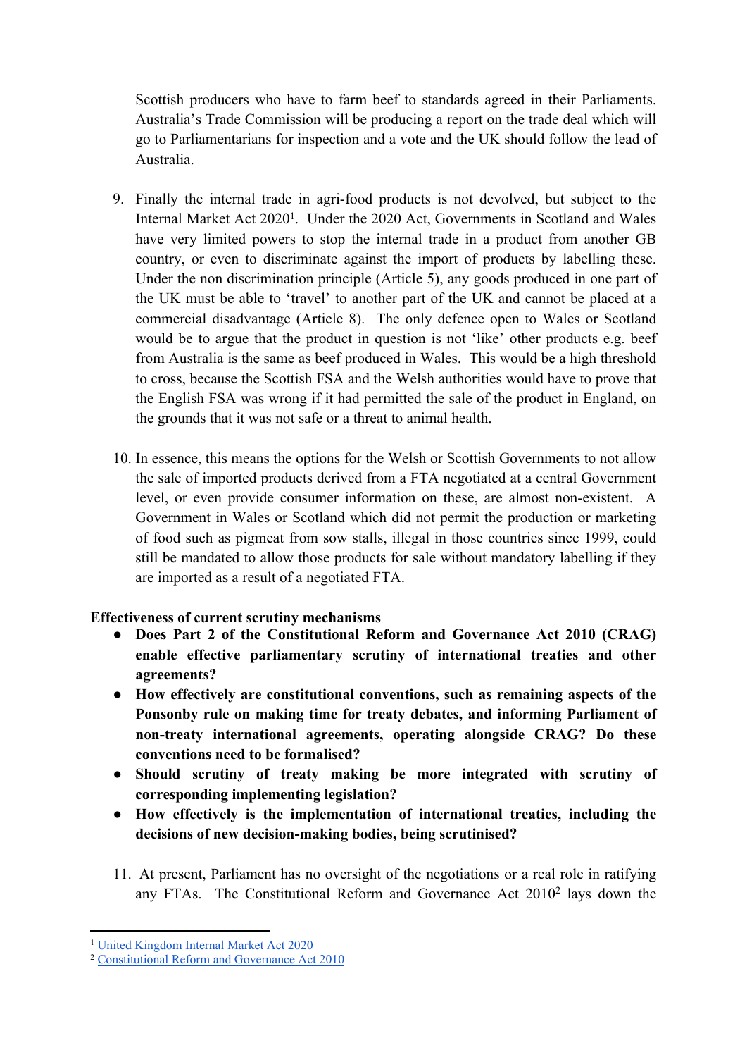Scottish producers who have to farm beef to standards agreed in their Parliaments. Australia's Trade Commission will be producing a report on the trade deal which will go to Parliamentarians for inspection and a vote and the UK should follow the lead of Australia.

9. Finally the internal trade in agri-food products is not devolved, but subject to the Internal Market Act 2020[1]. Under the 2020 Act, Governments in Scotland and Wales have very limited powers to stop the internal trade in a product from another GB country, or even to discriminate against the import of products by labelling these. Under the non discrimination principle (Article 5), any goods produced in one part of the UK must be able to 'travel' to another part of the UK and cannot be placed at a commercial disadvantage (Article 8). The only defence open to Wales or Scotland would be to argue that the product in question is not 'like' other products e.g. beef from Australia is the same as beef produced in Wales. This would be a high threshold to cross, because the Scottish FSA and the Welsh authorities would have to prove that the English FSA was wrong if it had permitted the sale of the product in England, on the grounds that it was not safe or a threat to animal health.

10. In essence, this means the options for the Welsh or Scottish Governments to not allow the sale of imported products derived from a FTA negotiated at a central Government level, or even provide consumer information on these, are almost non-existent. A Government in Wales or Scotland which did not permit the production or marketing of food such as pigmeat from sow stalls, illegal in those countries since 1999, could still be mandated to allow those products for sale without mandatory labelling if they are imported as a result of a negotiated FTA.

**Effectiveness of current scrutiny mechanisms**

- **Does Part 2 of the Constitutional Reform and Governance Act 2010 (CRAG) enable effective parliamentary scrutiny of international treaties and other agreements?**
- **How effectively are constitutional conventions, such as remaining aspects of the Ponsonby rule on making time for treaty debates, and informing Parliament of non-treaty international agreements, operating alongside CRAG? Do these conventions need to be formalised?**
- **Should scrutiny of treaty making be more integrated with scrutiny of corresponding implementing legislation?**
- **How effectively is the implementation of international treaties, including the decisions of new decision-making bodies, being scrutinised?**

11. At present, Parliament has no oversight of the negotiations or a real role in ratifying any FTAs. The Constitutional Reform and Governance Act 2010[2] lays down the

---

[1] United Kingdom Internal Market Act 2020

[2] Constitutional Reform and Governance Act 2010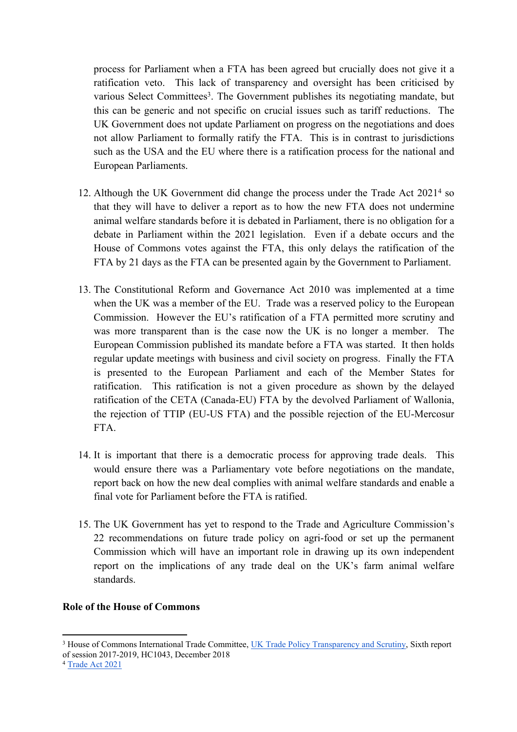process for Parliament when a FTA has been agreed but crucially does not give it a ratification veto. This lack of transparency and oversight has been criticised by various Select Committees[3]. The Government publishes its negotiating mandate, but this can be generic and not specific on crucial issues such as tariff reductions. The UK Government does not update Parliament on progress on the negotiations and does not allow Parliament to formally ratify the FTA. This is in contrast to jurisdictions such as the USA and the EU where there is a ratification process for the national and European Parliaments.

12. Although the UK Government did change the process under the Trade Act 2021[4] so that they will have to deliver a report as to how the new FTA does not undermine animal welfare standards before it is debated in Parliament, there is no obligation for a debate in Parliament within the 2021 legislation. Even if a debate occurs and the House of Commons votes against the FTA, this only delays the ratification of the FTA by 21 days as the FTA can be presented again by the Government to Parliament.

13. The Constitutional Reform and Governance Act 2010 was implemented at a time when the UK was a member of the EU. Trade was a reserved policy to the European Commission. However the EU's ratification of a FTA permitted more scrutiny and was more transparent than is the case now the UK is no longer a member. The European Commission published its mandate before a FTA was started. It then holds regular update meetings with business and civil society on progress. Finally the FTA is presented to the European Parliament and each of the Member States for ratification. This ratification is not a given procedure as shown by the delayed ratification of the CETA (Canada-EU) FTA by the devolved Parliament of Wallonia, the rejection of TTIP (EU-US FTA) and the possible rejection of the EU-Mercosur FTA.

14. It is important that there is a democratic process for approving trade deals. This would ensure there was a Parliamentary vote before negotiations on the mandate, report back on how the new deal complies with animal welfare standards and enable a final vote for Parliament before the FTA is ratified.

15. The UK Government has yet to respond to the Trade and Agriculture Commission's 22 recommendations on future trade policy on agri-food or set up the permanent Commission which will have an important role in drawing up its own independent report on the implications of any trade deal on the UK's farm animal welfare standards.

**Role of the House of Commons**

---

[3] House of Commons International Trade Committee, UK Trade Policy Transparency and Scrutiny, Sixth report of session 2017-2019, HC1043, December 2018

[4] Trade Act 2021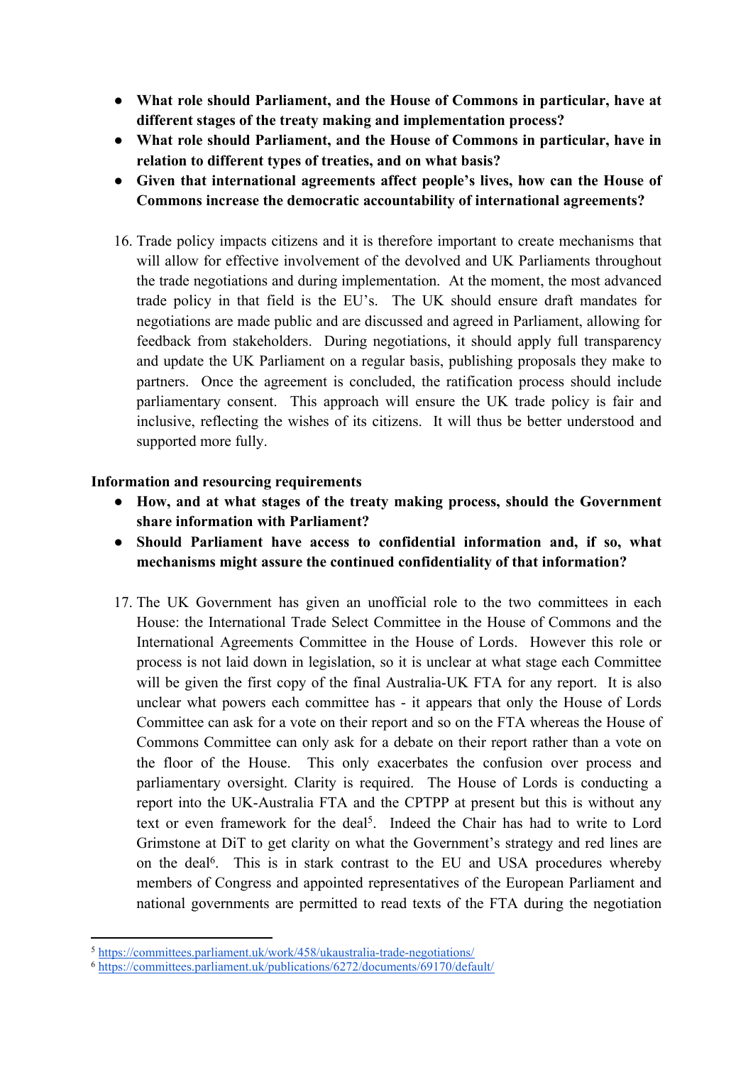- **What role should Parliament, and the House of Commons in particular, have at different stages of the treaty making and implementation process?**
- **What role should Parliament, and the House of Commons in particular, have in relation to different types of treaties, and on what basis?**
- **Given that international agreements affect people's lives, how can the House of Commons increase the democratic accountability of international agreements?**

16. Trade policy impacts citizens and it is therefore important to create mechanisms that will allow for effective involvement of the devolved and UK Parliaments throughout the trade negotiations and during implementation. At the moment, the most advanced trade policy in that field is the EU's. The UK should ensure draft mandates for negotiations are made public and are discussed and agreed in Parliament, allowing for feedback from stakeholders. During negotiations, it should apply full transparency and update the UK Parliament on a regular basis, publishing proposals they make to partners. Once the agreement is concluded, the ratification process should include parliamentary consent. This approach will ensure the UK trade policy is fair and inclusive, reflecting the wishes of its citizens. It will thus be better understood and supported more fully.

**Information and resourcing requirements**

- **How, and at what stages of the treaty making process, should the Government share information with Parliament?**
- **Should Parliament have access to confidential information and, if so, what mechanisms might assure the continued confidentiality of that information?**

17. The UK Government has given an unofficial role to the two committees in each House: the International Trade Select Committee in the House of Commons and the International Agreements Committee in the House of Lords. However this role or process is not laid down in legislation, so it is unclear at what stage each Committee will be given the first copy of the final Australia-UK FTA for any report. It is also unclear what powers each committee has - it appears that only the House of Lords Committee can ask for a vote on their report and so on the FTA whereas the House of Commons Committee can only ask for a debate on their report rather than a vote on the floor of the House. This only exacerbates the confusion over process and parliamentary oversight. Clarity is required. The House of Lords is conducting a report into the UK-Australia FTA and the CPTPP at present but this is without any text or even framework for the deal[5]. Indeed the Chair has had to write to Lord Grimstone at DiT to get clarity on what the Government's strategy and red lines are on the deal[6]. This is in stark contrast to the EU and USA procedures whereby members of Congress and appointed representatives of the European Parliament and national governments are permitted to read texts of the FTA during the negotiation

[5] https://committees.parliament.uk/work/458/ukaustralia-trade-negotiations/

[6] https://committees.parliament.uk/publications/6272/documents/69170/default/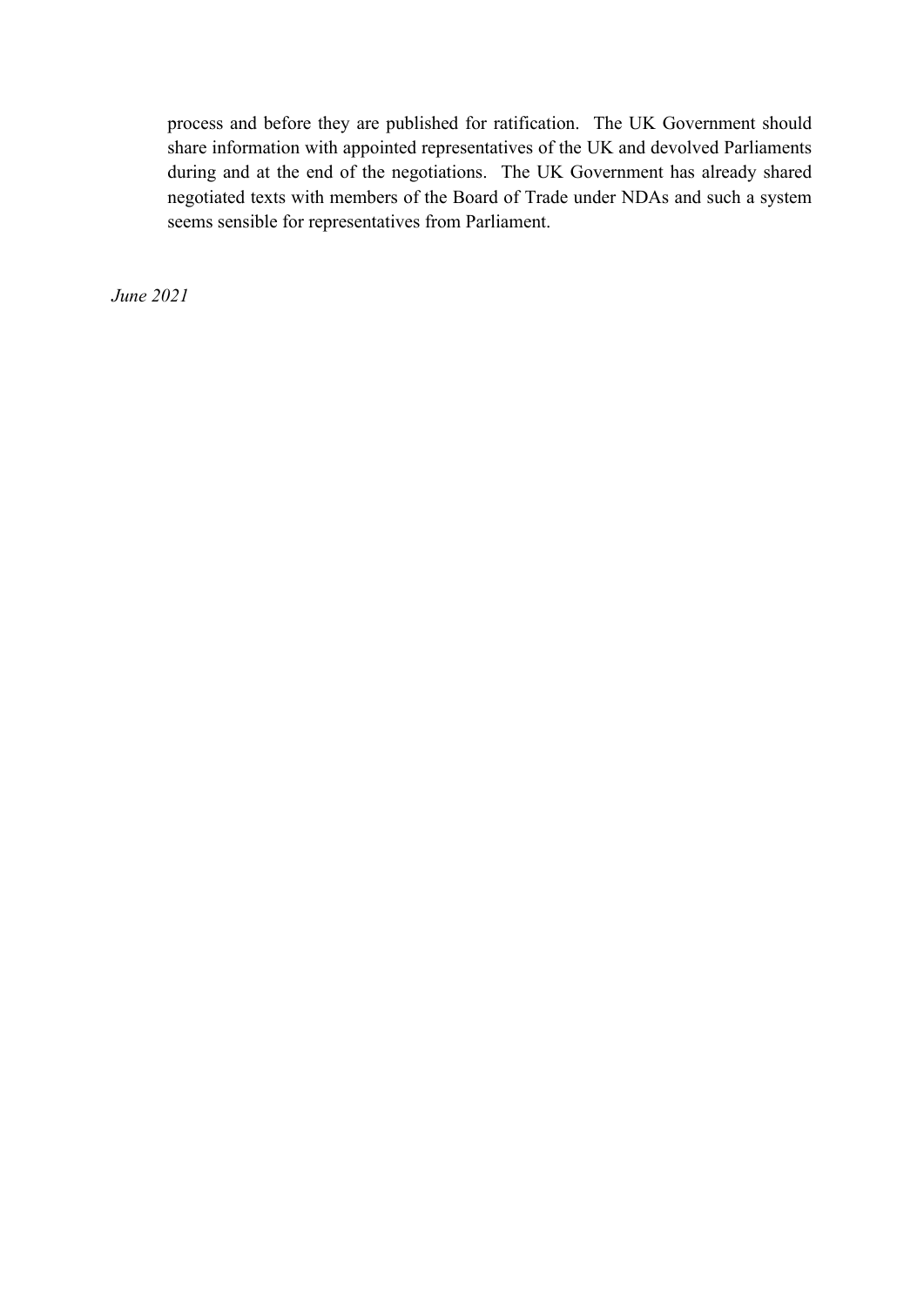process and before they are published for ratification. The UK Government should share information with appointed representatives of the UK and devolved Parliaments during and at the end of the negotiations. The UK Government has already shared negotiated texts with members of the Board of Trade under NDAs and such a system seems sensible for representatives from Parliament.

*June 2021*